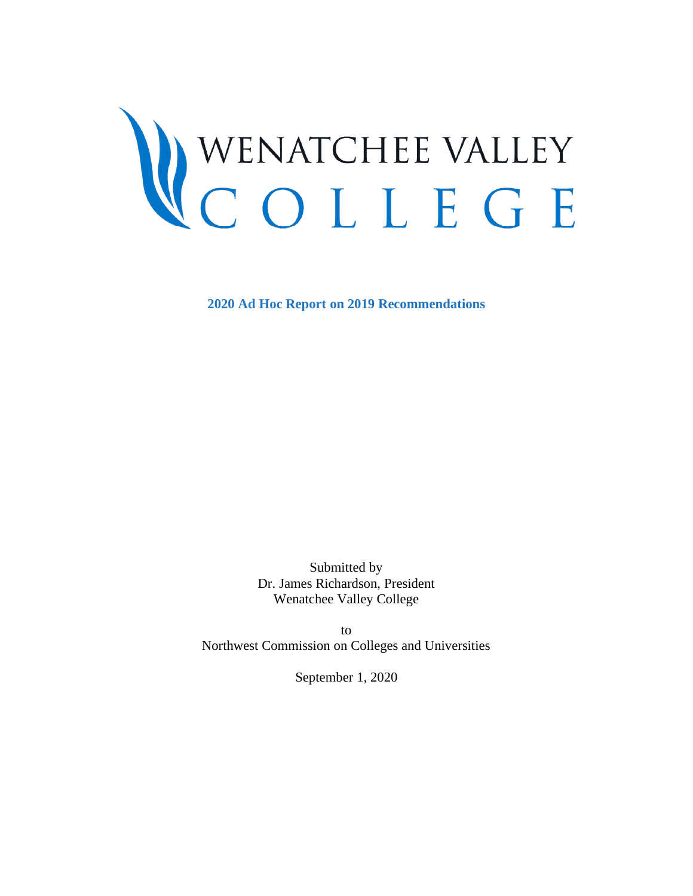# WENATCHEE VALLEY COLLEGE

## 2020 Ad Hoc Report on 2019 Recommendations

Submitted by
Dr. James Richardson, President
Wenatchee Valley College

to
Northwest Commission on Colleges and Universities

September 1, 2020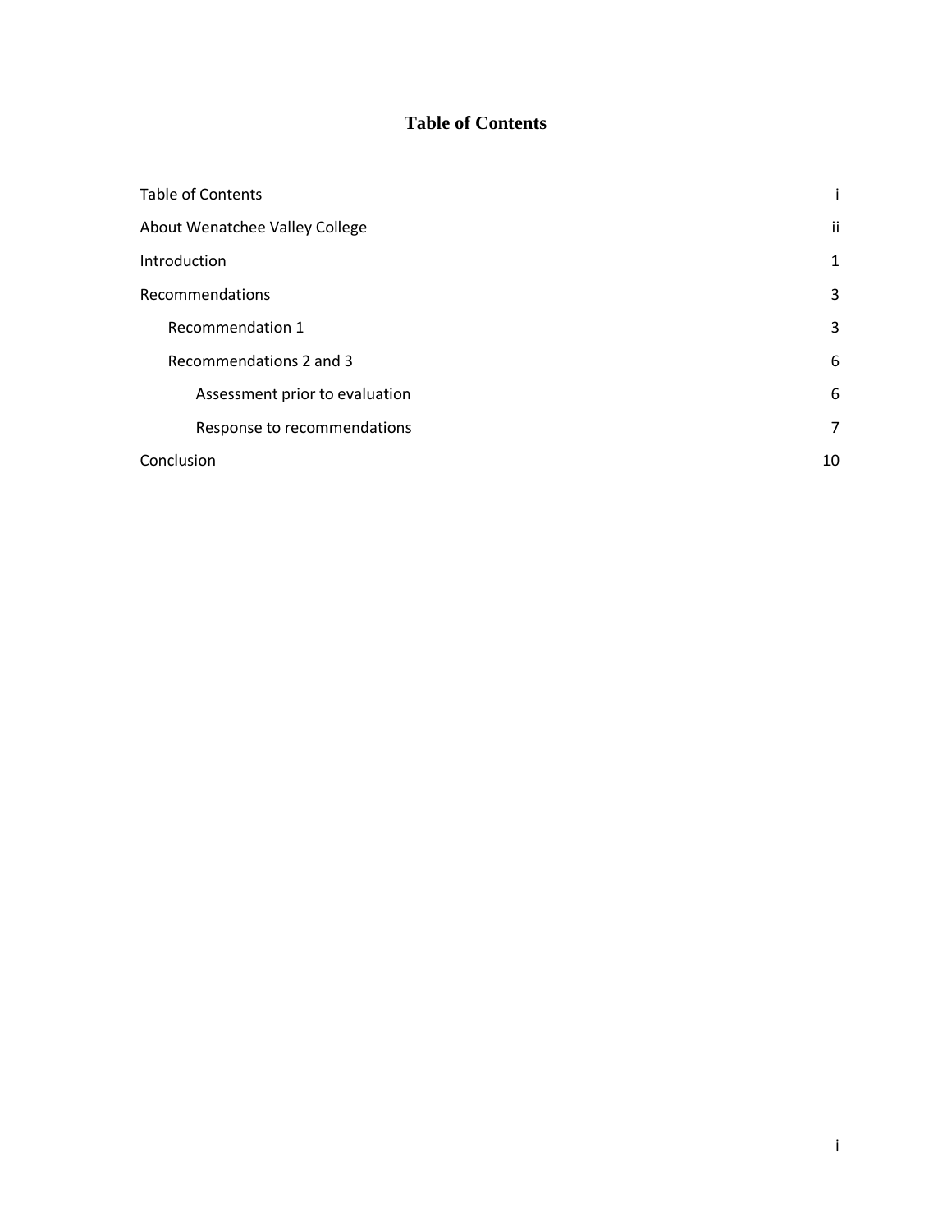# Table of Contents

| | |
|---|---|
| Table of Contents | i |
| About Wenatchee Valley College | ii |
| Introduction | 1 |
| Recommendations | 3 |
| Recommendation 1 | 3 |
| Recommendations 2 and 3 | 6 |
| Assessment prior to evaluation | 6 |
| Response to recommendations | 7 |
| Conclusion | 10 |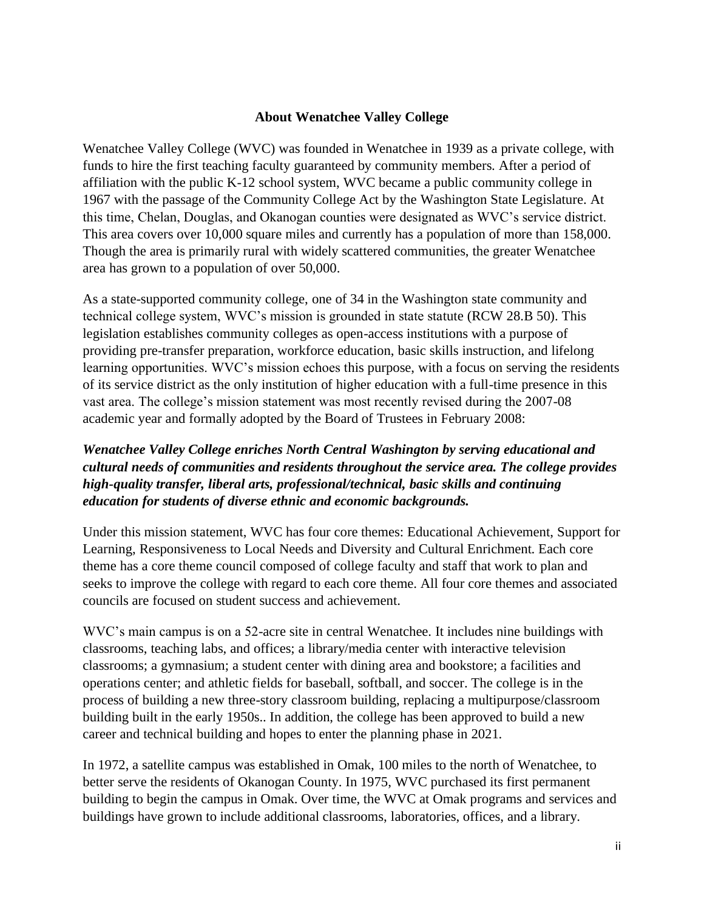## About Wenatchee Valley College

Wenatchee Valley College (WVC) was founded in Wenatchee in 1939 as a private college, with funds to hire the first teaching faculty guaranteed by community members. After a period of affiliation with the public K-12 school system, WVC became a public community college in 1967 with the passage of the Community College Act by the Washington State Legislature. At this time, Chelan, Douglas, and Okanogan counties were designated as WVC's service district. This area covers over 10,000 square miles and currently has a population of more than 158,000. Though the area is primarily rural with widely scattered communities, the greater Wenatchee area has grown to a population of over 50,000.

As a state-supported community college, one of 34 in the Washington state community and technical college system, WVC's mission is grounded in state statute (RCW 28.B 50). This legislation establishes community colleges as open-access institutions with a purpose of providing pre-transfer preparation, workforce education, basic skills instruction, and lifelong learning opportunities. WVC's mission echoes this purpose, with a focus on serving the residents of its service district as the only institution of higher education with a full-time presence in this vast area. The college's mission statement was most recently revised during the 2007-08 academic year and formally adopted by the Board of Trustees in February 2008:

***Wenatchee Valley College enriches North Central Washington by serving educational and cultural needs of communities and residents throughout the service area. The college provides high-quality transfer, liberal arts, professional/technical, basic skills and continuing education for students of diverse ethnic and economic backgrounds.***

Under this mission statement, WVC has four core themes: Educational Achievement, Support for Learning, Responsiveness to Local Needs and Diversity and Cultural Enrichment. Each core theme has a core theme council composed of college faculty and staff that work to plan and seeks to improve the college with regard to each core theme. All four core themes and associated councils are focused on student success and achievement.

WVC's main campus is on a 52-acre site in central Wenatchee. It includes nine buildings with classrooms, teaching labs, and offices; a library/media center with interactive television classrooms; a gymnasium; a student center with dining area and bookstore; a facilities and operations center; and athletic fields for baseball, softball, and soccer. The college is in the process of building a new three-story classroom building, replacing a multipurpose/classroom building built in the early 1950s.. In addition, the college has been approved to build a new career and technical building and hopes to enter the planning phase in 2021.

In 1972, a satellite campus was established in Omak, 100 miles to the north of Wenatchee, to better serve the residents of Okanogan County. In 1975, WVC purchased its first permanent building to begin the campus in Omak. Over time, the WVC at Omak programs and services and buildings have grown to include additional classrooms, laboratories, offices, and a library.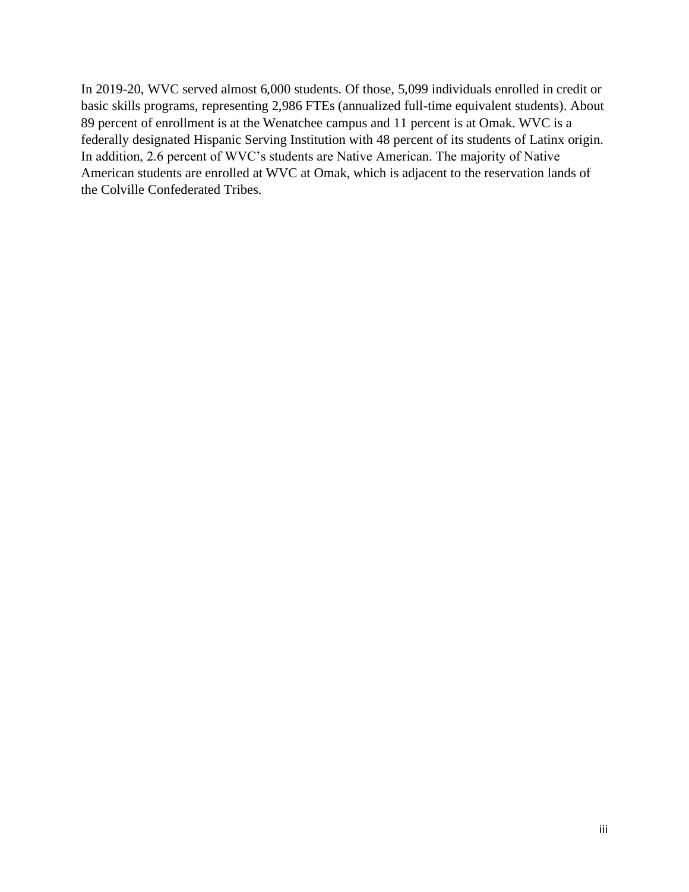In 2019-20, WVC served almost 6,000 students. Of those, 5,099 individuals enrolled in credit or basic skills programs, representing 2,986 FTEs (annualized full-time equivalent students). About 89 percent of enrollment is at the Wenatchee campus and 11 percent is at Omak. WVC is a federally designated Hispanic Serving Institution with 48 percent of its students of Latinx origin. In addition, 2.6 percent of WVC's students are Native American. The majority of Native American students are enrolled at WVC at Omak, which is adjacent to the reservation lands of the Colville Confederated Tribes.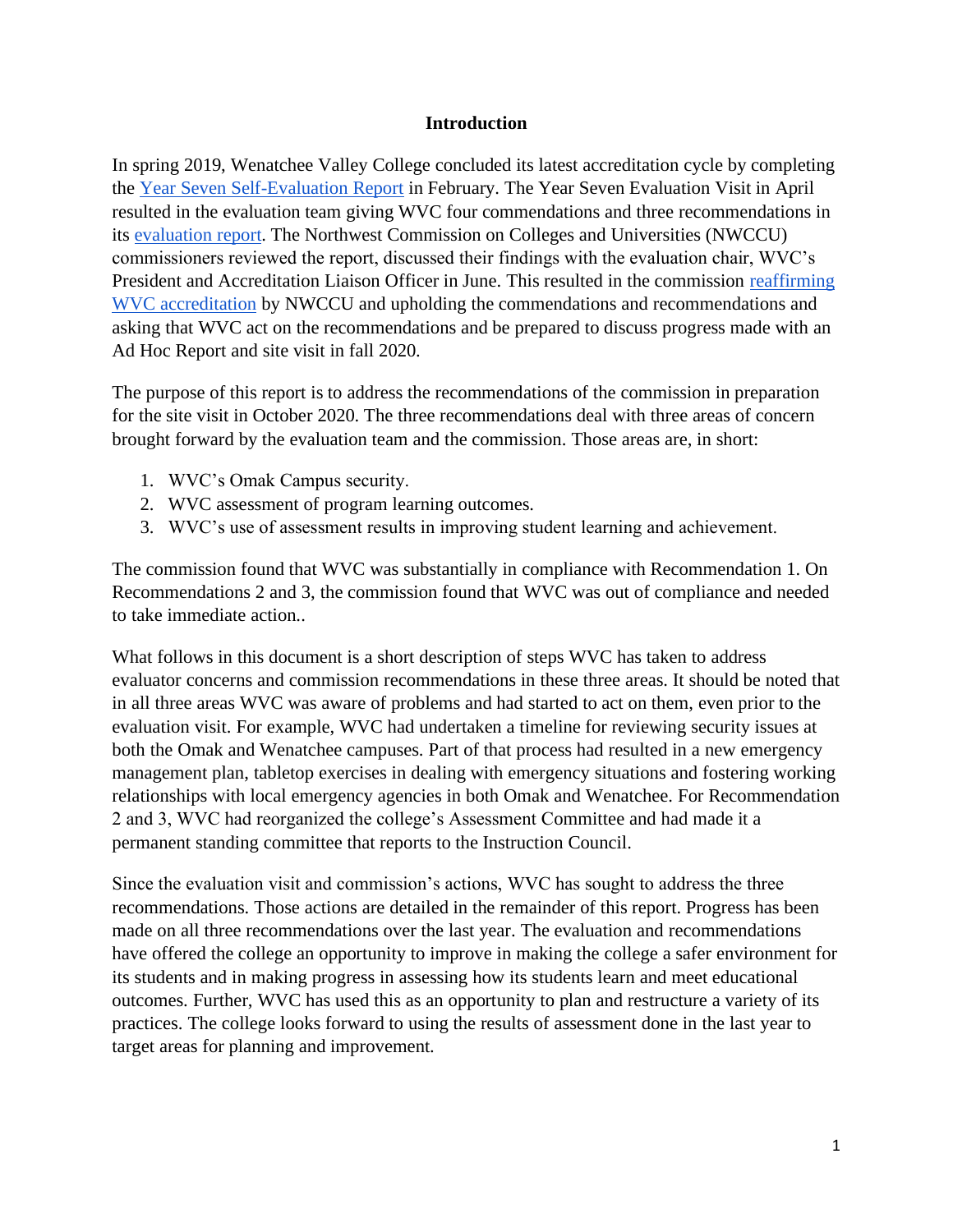## Introduction

In spring 2019, Wenatchee Valley College concluded its latest accreditation cycle by completing the [Year Seven Self-Evaluation Report] in February. The Year Seven Evaluation Visit in April resulted in the evaluation team giving WVC four commendations and three recommendations in its [evaluation report]. The Northwest Commission on Colleges and Universities (NWCCU) commissioners reviewed the report, discussed their findings with the evaluation chair, WVC's President and Accreditation Liaison Officer in June. This resulted in the commission [reaffirming WVC accreditation] by NWCCU and upholding the commendations and recommendations and asking that WVC act on the recommendations and be prepared to discuss progress made with an Ad Hoc Report and site visit in fall 2020.

The purpose of this report is to address the recommendations of the commission in preparation for the site visit in October 2020. The three recommendations deal with three areas of concern brought forward by the evaluation team and the commission. Those areas are, in short:

1. WVC's Omak Campus security.
2. WVC assessment of program learning outcomes.
3. WVC's use of assessment results in improving student learning and achievement.

The commission found that WVC was substantially in compliance with Recommendation 1. On Recommendations 2 and 3, the commission found that WVC was out of compliance and needed to take immediate action..

What follows in this document is a short description of steps WVC has taken to address evaluator concerns and commission recommendations in these three areas. It should be noted that in all three areas WVC was aware of problems and had started to act on them, even prior to the evaluation visit. For example, WVC had undertaken a timeline for reviewing security issues at both the Omak and Wenatchee campuses. Part of that process had resulted in a new emergency management plan, tabletop exercises in dealing with emergency situations and fostering working relationships with local emergency agencies in both Omak and Wenatchee. For Recommendation 2 and 3, WVC had reorganized the college's Assessment Committee and had made it a permanent standing committee that reports to the Instruction Council.

Since the evaluation visit and commission's actions, WVC has sought to address the three recommendations. Those actions are detailed in the remainder of this report. Progress has been made on all three recommendations over the last year. The evaluation and recommendations have offered the college an opportunity to improve in making the college a safer environment for its students and in making progress in assessing how its students learn and meet educational outcomes. Further, WVC has used this as an opportunity to plan and restructure a variety of its practices. The college looks forward to using the results of assessment done in the last year to target areas for planning and improvement.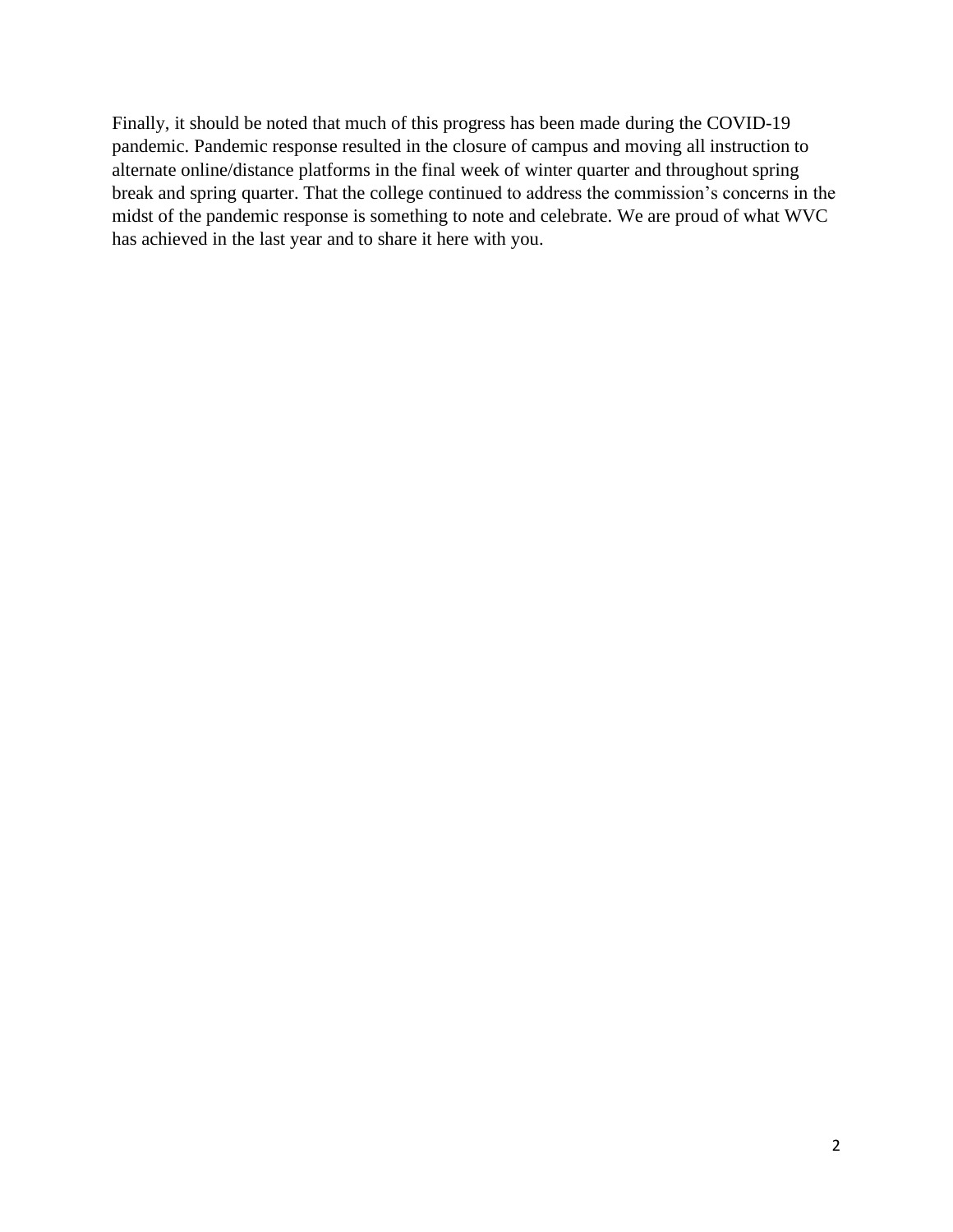Finally, it should be noted that much of this progress has been made during the COVID-19 pandemic. Pandemic response resulted in the closure of campus and moving all instruction to alternate online/distance platforms in the final week of winter quarter and throughout spring break and spring quarter. That the college continued to address the commission's concerns in the midst of the pandemic response is something to note and celebrate. We are proud of what WVC has achieved in the last year and to share it here with you.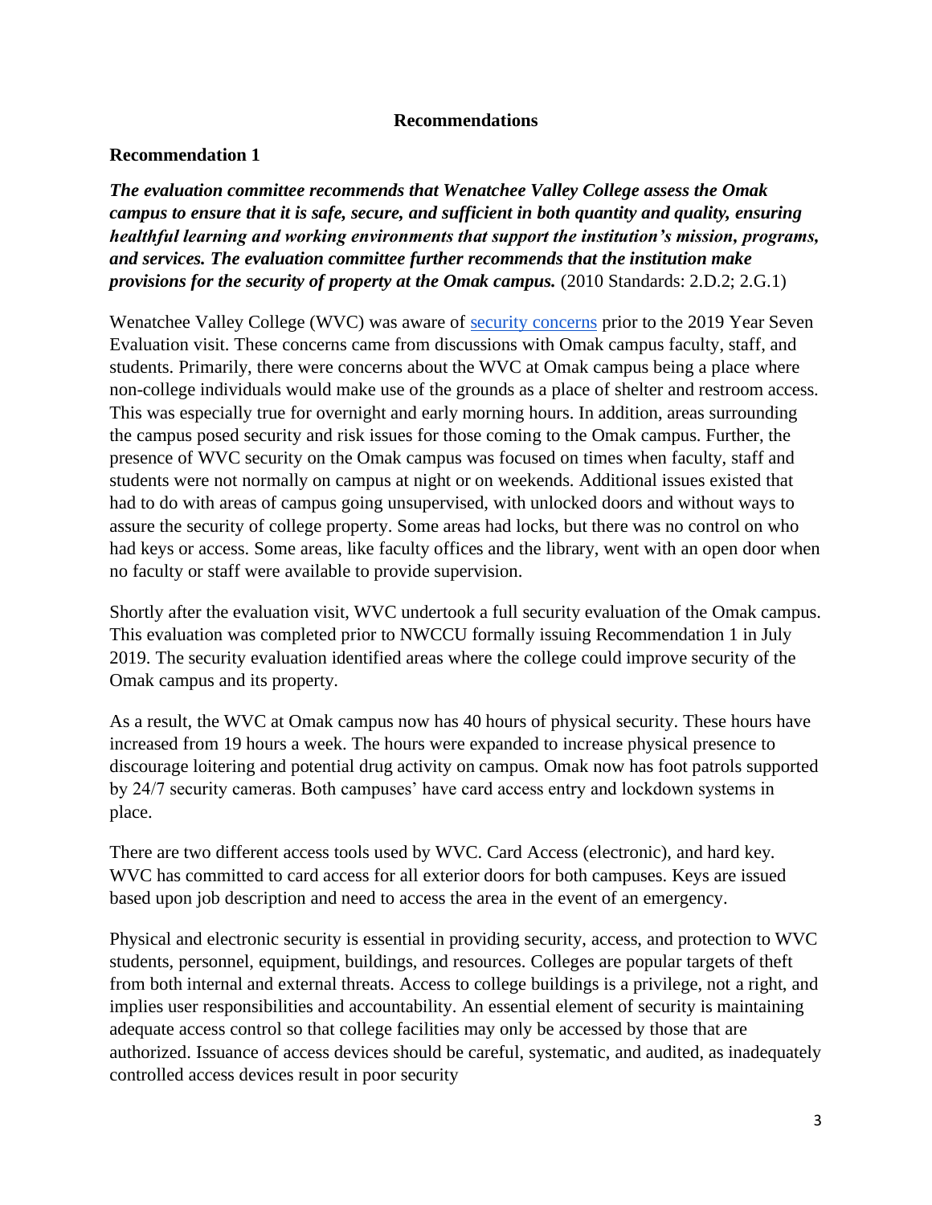## Recommendations

### Recommendation 1

***The evaluation committee recommends that Wenatchee Valley College assess the Omak campus to ensure that it is safe, secure, and sufficient in both quantity and quality, ensuring healthful learning and working environments that support the institution's mission, programs, and services. The evaluation committee further recommends that the institution make provisions for the security of property at the Omak campus.*** (2010 Standards: 2.D.2; 2.G.1)

Wenatchee Valley College (WVC) was aware of [security concerns] prior to the 2019 Year Seven Evaluation visit. These concerns came from discussions with Omak campus faculty, staff, and students. Primarily, there were concerns about the WVC at Omak campus being a place where non-college individuals would make use of the grounds as a place of shelter and restroom access. This was especially true for overnight and early morning hours. In addition, areas surrounding the campus posed security and risk issues for those coming to the Omak campus. Further, the presence of WVC security on the Omak campus was focused on times when faculty, staff and students were not normally on campus at night or on weekends. Additional issues existed that had to do with areas of campus going unsupervised, with unlocked doors and without ways to assure the security of college property. Some areas had locks, but there was no control on who had keys or access. Some areas, like faculty offices and the library, went with an open door when no faculty or staff were available to provide supervision.

Shortly after the evaluation visit, WVC undertook a full security evaluation of the Omak campus. This evaluation was completed prior to NWCCU formally issuing Recommendation 1 in July 2019. The security evaluation identified areas where the college could improve security of the Omak campus and its property.

As a result, the WVC at Omak campus now has 40 hours of physical security. These hours have increased from 19 hours a week. The hours were expanded to increase physical presence to discourage loitering and potential drug activity on campus. Omak now has foot patrols supported by 24/7 security cameras. Both campuses' have card access entry and lockdown systems in place.

There are two different access tools used by WVC. Card Access (electronic), and hard key. WVC has committed to card access for all exterior doors for both campuses. Keys are issued based upon job description and need to access the area in the event of an emergency.

Physical and electronic security is essential in providing security, access, and protection to WVC students, personnel, equipment, buildings, and resources. Colleges are popular targets of theft from both internal and external threats. Access to college buildings is a privilege, not a right, and implies user responsibilities and accountability. An essential element of security is maintaining adequate access control so that college facilities may only be accessed by those that are authorized. Issuance of access devices should be careful, systematic, and audited, as inadequately controlled access devices result in poor security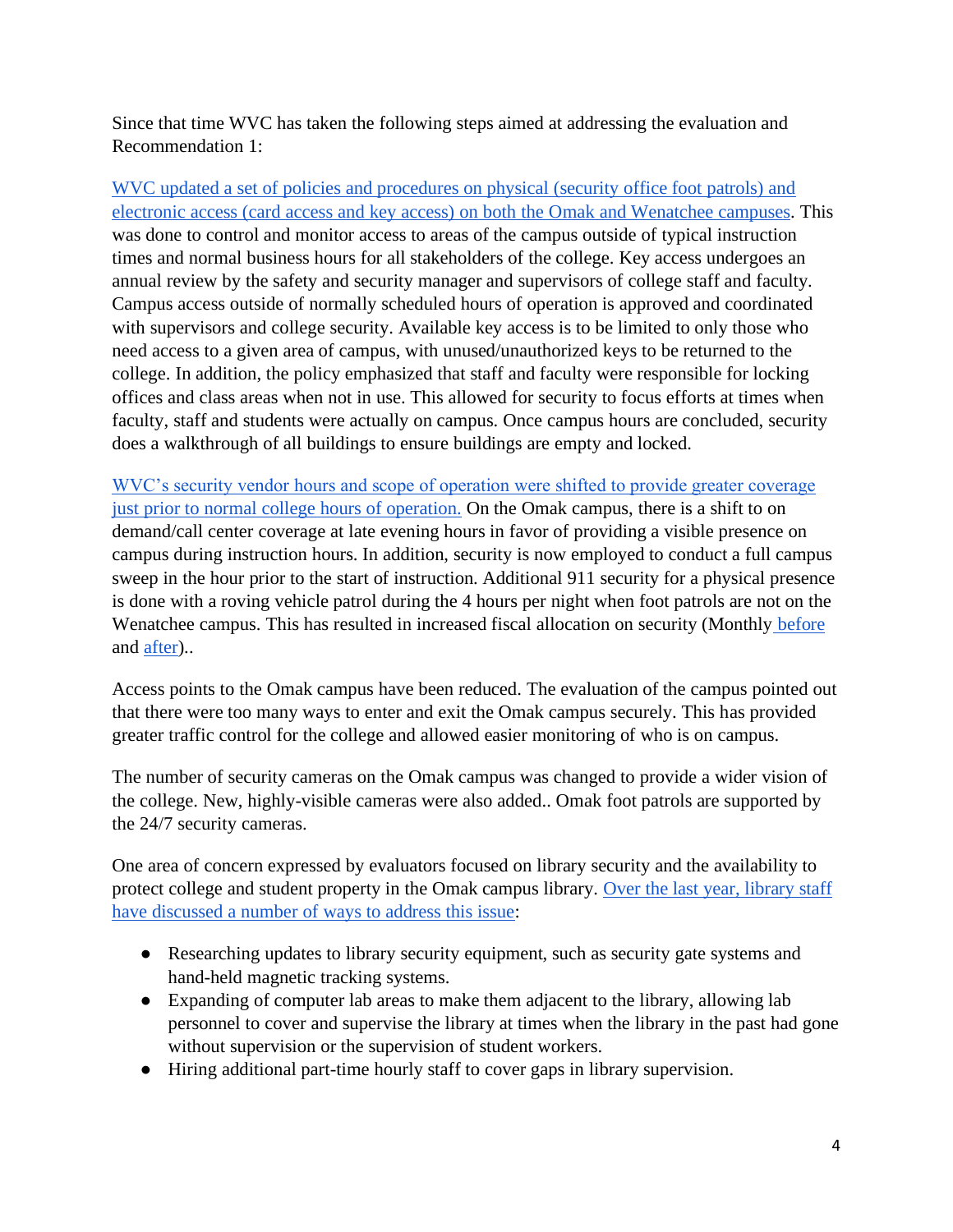Since that time WVC has taken the following steps aimed at addressing the evaluation and Recommendation 1:

WVC updated a set of policies and procedures on physical (security office foot patrols) and electronic access (card access and key access) on both the Omak and Wenatchee campuses. This was done to control and monitor access to areas of the campus outside of typical instruction times and normal business hours for all stakeholders of the college. Key access undergoes an annual review by the safety and security manager and supervisors of college staff and faculty. Campus access outside of normally scheduled hours of operation is approved and coordinated with supervisors and college security. Available key access is to be limited to only those who need access to a given area of campus, with unused/unauthorized keys to be returned to the college. In addition, the policy emphasized that staff and faculty were responsible for locking offices and class areas when not in use. This allowed for security to focus efforts at times when faculty, staff and students were actually on campus. Once campus hours are concluded, security does a walkthrough of all buildings to ensure buildings are empty and locked.

WVC's security vendor hours and scope of operation were shifted to provide greater coverage just prior to normal college hours of operation. On the Omak campus, there is a shift to on demand/call center coverage at late evening hours in favor of providing a visible presence on campus during instruction hours. In addition, security is now employed to conduct a full campus sweep in the hour prior to the start of instruction. Additional 911 security for a physical presence is done with a roving vehicle patrol during the 4 hours per night when foot patrols are not on the Wenatchee campus. This has resulted in increased fiscal allocation on security (Monthly before and after)..

Access points to the Omak campus have been reduced. The evaluation of the campus pointed out that there were too many ways to enter and exit the Omak campus securely. This has provided greater traffic control for the college and allowed easier monitoring of who is on campus.

The number of security cameras on the Omak campus was changed to provide a wider vision of the college. New, highly-visible cameras were also added.. Omak foot patrols are supported by the 24/7 security cameras.

One area of concern expressed by evaluators focused on library security and the availability to protect college and student property in the Omak campus library. Over the last year, library staff have discussed a number of ways to address this issue:

- Researching updates to library security equipment, such as security gate systems and hand-held magnetic tracking systems.
- Expanding of computer lab areas to make them adjacent to the library, allowing lab personnel to cover and supervise the library at times when the library in the past had gone without supervision or the supervision of student workers.
- Hiring additional part-time hourly staff to cover gaps in library supervision.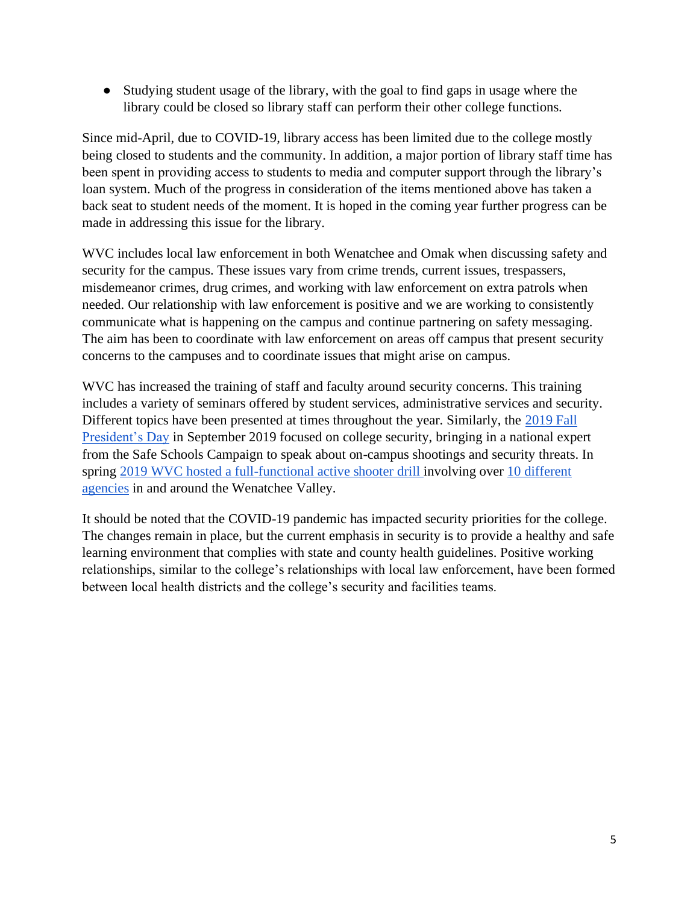- Studying student usage of the library, with the goal to find gaps in usage where the library could be closed so library staff can perform their other college functions.

Since mid-April, due to COVID-19, library access has been limited due to the college mostly being closed to students and the community. In addition, a major portion of library staff time has been spent in providing access to students to media and computer support through the library's loan system. Much of the progress in consideration of the items mentioned above has taken a back seat to student needs of the moment. It is hoped in the coming year further progress can be made in addressing this issue for the library.

WVC includes local law enforcement in both Wenatchee and Omak when discussing safety and security for the campus. These issues vary from crime trends, current issues, trespassers, misdemeanor crimes, drug crimes, and working with law enforcement on extra patrols when needed. Our relationship with law enforcement is positive and we are working to consistently communicate what is happening on the campus and continue partnering on safety messaging. The aim has been to coordinate with law enforcement on areas off campus that present security concerns to the campuses and to coordinate issues that might arise on campus.

WVC has increased the training of staff and faculty around security concerns. This training includes a variety of seminars offered by student services, administrative services and security. Different topics have been presented at times throughout the year. Similarly, the 2019 Fall President's Day in September 2019 focused on college security, bringing in a national expert from the Safe Schools Campaign to speak about on-campus shootings and security threats. In spring 2019 WVC hosted a full-functional active shooter drill involving over 10 different agencies in and around the Wenatchee Valley.

It should be noted that the COVID-19 pandemic has impacted security priorities for the college. The changes remain in place, but the current emphasis in security is to provide a healthy and safe learning environment that complies with state and county health guidelines. Positive working relationships, similar to the college's relationships with local law enforcement, have been formed between local health districts and the college's security and facilities teams.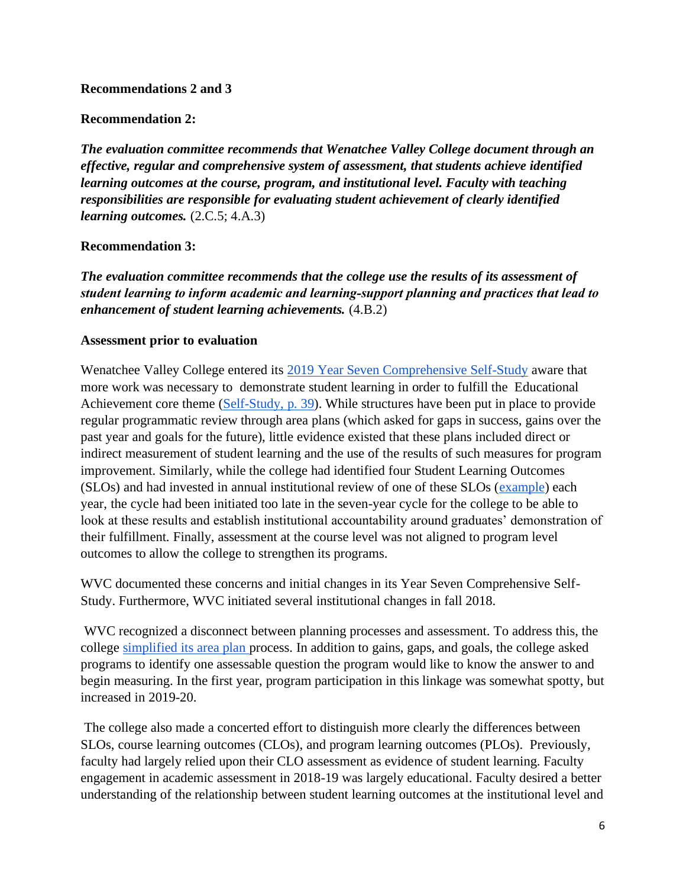**Recommendations 2 and 3**

**Recommendation 2:**

***The evaluation committee recommends that Wenatchee Valley College document through an effective, regular and comprehensive system of assessment, that students achieve identified learning outcomes at the course, program, and institutional level. Faculty with teaching responsibilities are responsible for evaluating student achievement of clearly identified learning outcomes.*** (2.C.5; 4.A.3)

**Recommendation 3:**

***The evaluation committee recommends that the college use the results of its assessment of student learning to inform academic and learning-support planning and practices that lead to enhancement of student learning achievements.*** (4.B.2)

**Assessment prior to evaluation**

Wenatchee Valley College entered its 2019 Year Seven Comprehensive Self-Study aware that more work was necessary to demonstrate student learning in order to fulfill the Educational Achievement core theme (Self-Study, p. 39). While structures have been put in place to provide regular programmatic review through area plans (which asked for gaps in success, gains over the past year and goals for the future), little evidence existed that these plans included direct or indirect measurement of student learning and the use of the results of such measures for program improvement. Similarly, while the college had identified four Student Learning Outcomes (SLOs) and had invested in annual institutional review of one of these SLOs (example) each year, the cycle had been initiated too late in the seven-year cycle for the college to be able to look at these results and establish institutional accountability around graduates' demonstration of their fulfillment. Finally, assessment at the course level was not aligned to program level outcomes to allow the college to strengthen its programs.

WVC documented these concerns and initial changes in its Year Seven Comprehensive Self-Study. Furthermore, WVC initiated several institutional changes in fall 2018.

WVC recognized a disconnect between planning processes and assessment. To address this, the college simplified its area plan process. In addition to gains, gaps, and goals, the college asked programs to identify one assessable question the program would like to know the answer to and begin measuring. In the first year, program participation in this linkage was somewhat spotty, but increased in 2019-20.

The college also made a concerted effort to distinguish more clearly the differences between SLOs, course learning outcomes (CLOs), and program learning outcomes (PLOs). Previously, faculty had largely relied upon their CLO assessment as evidence of student learning. Faculty engagement in academic assessment in 2018-19 was largely educational. Faculty desired a better understanding of the relationship between student learning outcomes at the institutional level and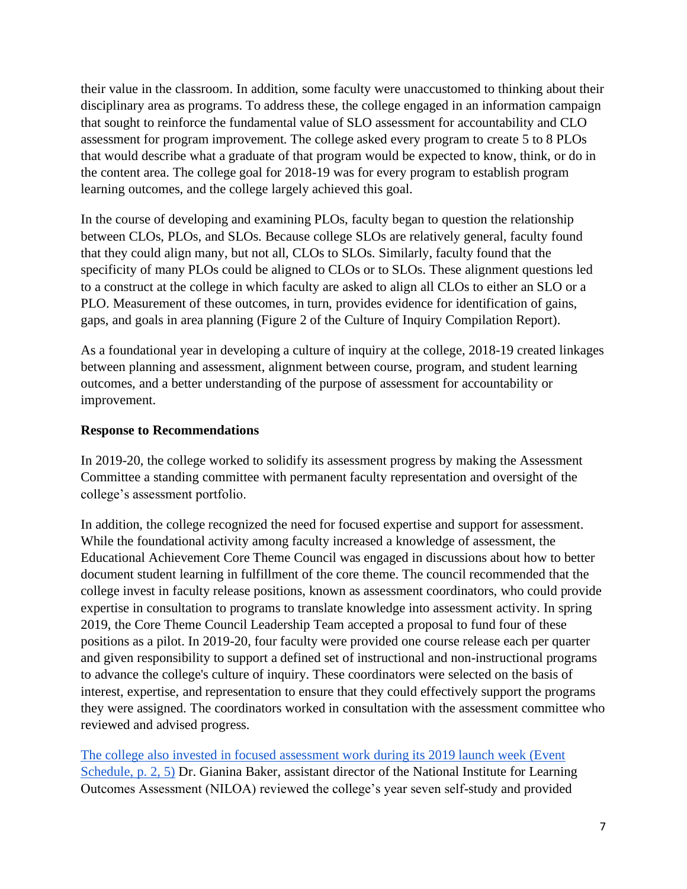their value in the classroom. In addition, some faculty were unaccustomed to thinking about their disciplinary area as programs. To address these, the college engaged in an information campaign that sought to reinforce the fundamental value of SLO assessment for accountability and CLO assessment for program improvement. The college asked every program to create 5 to 8 PLOs that would describe what a graduate of that program would be expected to know, think, or do in the content area. The college goal for 2018-19 was for every program to establish program learning outcomes, and the college largely achieved this goal.

In the course of developing and examining PLOs, faculty began to question the relationship between CLOs, PLOs, and SLOs. Because college SLOs are relatively general, faculty found that they could align many, but not all, CLOs to SLOs. Similarly, faculty found that the specificity of many PLOs could be aligned to CLOs or to SLOs. These alignment questions led to a construct at the college in which faculty are asked to align all CLOs to either an SLO or a PLO. Measurement of these outcomes, in turn, provides evidence for identification of gains, gaps, and goals in area planning (Figure 2 of the Culture of Inquiry Compilation Report).

As a foundational year in developing a culture of inquiry at the college, 2018-19 created linkages between planning and assessment, alignment between course, program, and student learning outcomes, and a better understanding of the purpose of assessment for accountability or improvement.

**Response to Recommendations**

In 2019-20, the college worked to solidify its assessment progress by making the Assessment Committee a standing committee with permanent faculty representation and oversight of the college's assessment portfolio.

In addition, the college recognized the need for focused expertise and support for assessment. While the foundational activity among faculty increased a knowledge of assessment, the Educational Achievement Core Theme Council was engaged in discussions about how to better document student learning in fulfillment of the core theme. The council recommended that the college invest in faculty release positions, known as assessment coordinators, who could provide expertise in consultation to programs to translate knowledge into assessment activity. In spring 2019, the Core Theme Council Leadership Team accepted a proposal to fund four of these positions as a pilot. In 2019-20, four faculty were provided one course release each per quarter and given responsibility to support a defined set of instructional and non-instructional programs to advance the college's culture of inquiry. These coordinators were selected on the basis of interest, expertise, and representation to ensure that they could effectively support the programs they were assigned. The coordinators worked in consultation with the assessment committee who reviewed and advised progress.

The college also invested in focused assessment work during its 2019 launch week (Event Schedule, p. 2, 5) Dr. Gianina Baker, assistant director of the National Institute for Learning Outcomes Assessment (NILOA) reviewed the college's year seven self-study and provided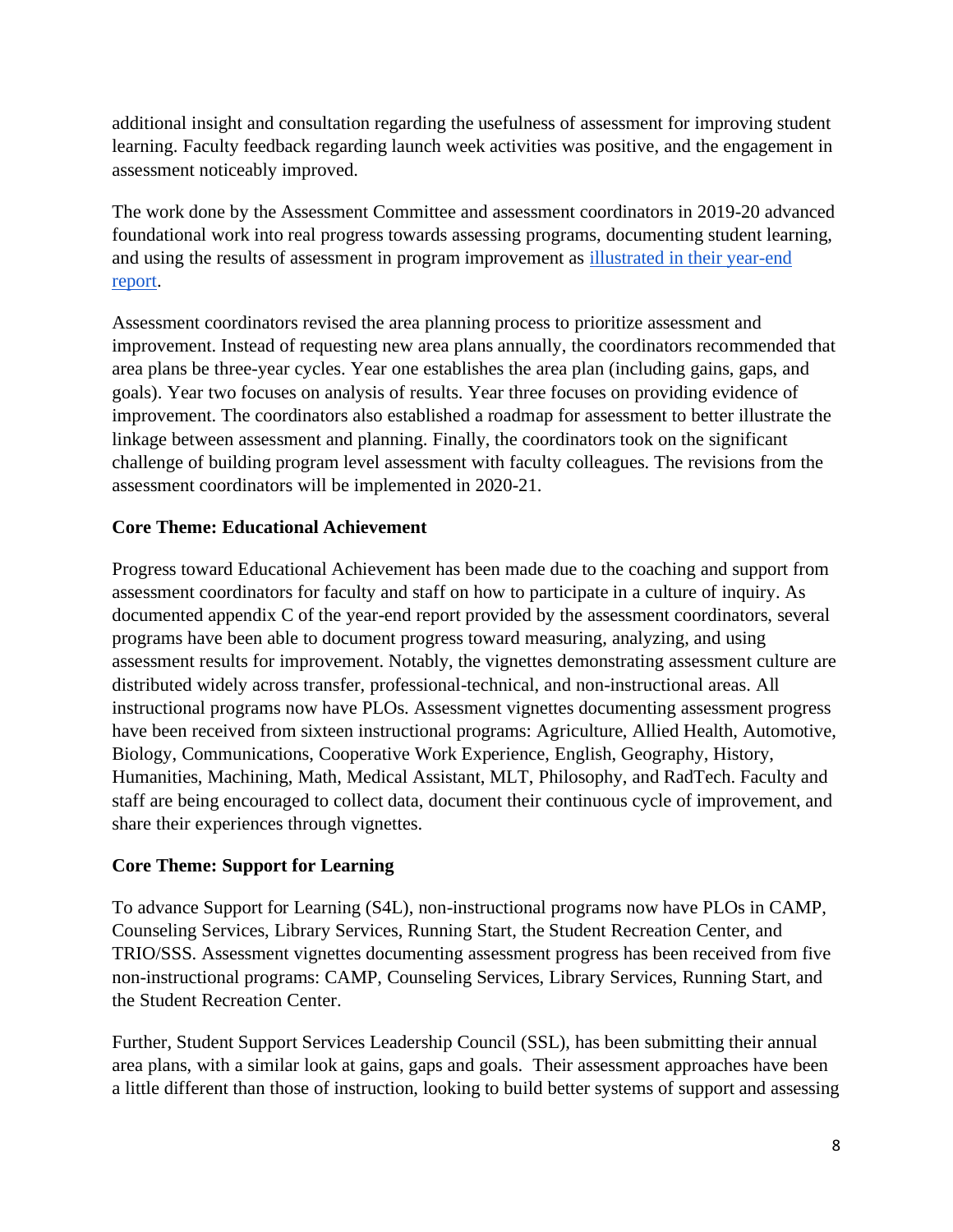additional insight and consultation regarding the usefulness of assessment for improving student learning. Faculty feedback regarding launch week activities was positive, and the engagement in assessment noticeably improved.

The work done by the Assessment Committee and assessment coordinators in 2019-20 advanced foundational work into real progress towards assessing programs, documenting student learning, and using the results of assessment in program improvement as [illustrated in their year-end report](illustrated in their year-end report).

Assessment coordinators revised the area planning process to prioritize assessment and improvement. Instead of requesting new area plans annually, the coordinators recommended that area plans be three-year cycles. Year one establishes the area plan (including gains, gaps, and goals). Year two focuses on analysis of results. Year three focuses on providing evidence of improvement. The coordinators also established a roadmap for assessment to better illustrate the linkage between assessment and planning. Finally, the coordinators took on the significant challenge of building program level assessment with faculty colleagues. The revisions from the assessment coordinators will be implemented in 2020-21.

**Core Theme: Educational Achievement**

Progress toward Educational Achievement has been made due to the coaching and support from assessment coordinators for faculty and staff on how to participate in a culture of inquiry. As documented appendix C of the year-end report provided by the assessment coordinators, several programs have been able to document progress toward measuring, analyzing, and using assessment results for improvement. Notably, the vignettes demonstrating assessment culture are distributed widely across transfer, professional-technical, and non-instructional areas. All instructional programs now have PLOs. Assessment vignettes documenting assessment progress have been received from sixteen instructional programs: Agriculture, Allied Health, Automotive, Biology, Communications, Cooperative Work Experience, English, Geography, History, Humanities, Machining, Math, Medical Assistant, MLT, Philosophy, and RadTech. Faculty and staff are being encouraged to collect data, document their continuous cycle of improvement, and share their experiences through vignettes.

**Core Theme: Support for Learning**

To advance Support for Learning (S4L), non-instructional programs now have PLOs in CAMP, Counseling Services, Library Services, Running Start, the Student Recreation Center, and TRIO/SSS. Assessment vignettes documenting assessment progress has been received from five non-instructional programs: CAMP, Counseling Services, Library Services, Running Start, and the Student Recreation Center.

Further, Student Support Services Leadership Council (SSL), has been submitting their annual area plans, with a similar look at gains, gaps and goals. Their assessment approaches have been a little different than those of instruction, looking to build better systems of support and assessing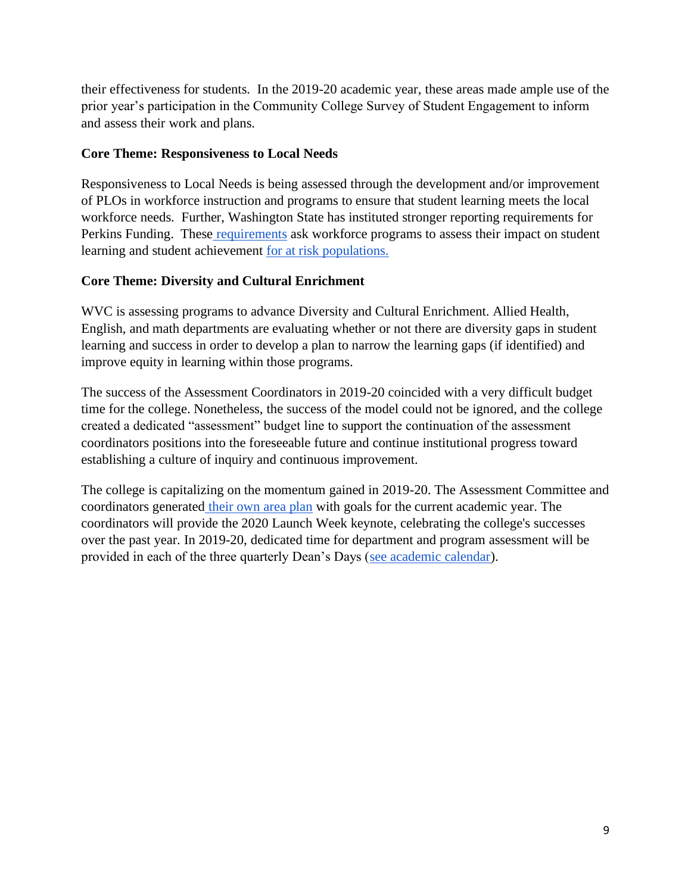their effectiveness for students. In the 2019-20 academic year, these areas made ample use of the prior year's participation in the Community College Survey of Student Engagement to inform and assess their work and plans.

**Core Theme: Responsiveness to Local Needs**

Responsiveness to Local Needs is being assessed through the development and/or improvement of PLOs in workforce instruction and programs to ensure that student learning meets the local workforce needs. Further, Washington State has instituted stronger reporting requirements for Perkins Funding. These requirements ask workforce programs to assess their impact on student learning and student achievement for at risk populations.

**Core Theme: Diversity and Cultural Enrichment**

WVC is assessing programs to advance Diversity and Cultural Enrichment. Allied Health, English, and math departments are evaluating whether or not there are diversity gaps in student learning and success in order to develop a plan to narrow the learning gaps (if identified) and improve equity in learning within those programs.

The success of the Assessment Coordinators in 2019-20 coincided with a very difficult budget time for the college. Nonetheless, the success of the model could not be ignored, and the college created a dedicated "assessment" budget line to support the continuation of the assessment coordinators positions into the foreseeable future and continue institutional progress toward establishing a culture of inquiry and continuous improvement.

The college is capitalizing on the momentum gained in 2019-20. The Assessment Committee and coordinators generated their own area plan with goals for the current academic year. The coordinators will provide the 2020 Launch Week keynote, celebrating the college's successes over the past year. In 2019-20, dedicated time for department and program assessment will be provided in each of the three quarterly Dean's Days (see academic calendar).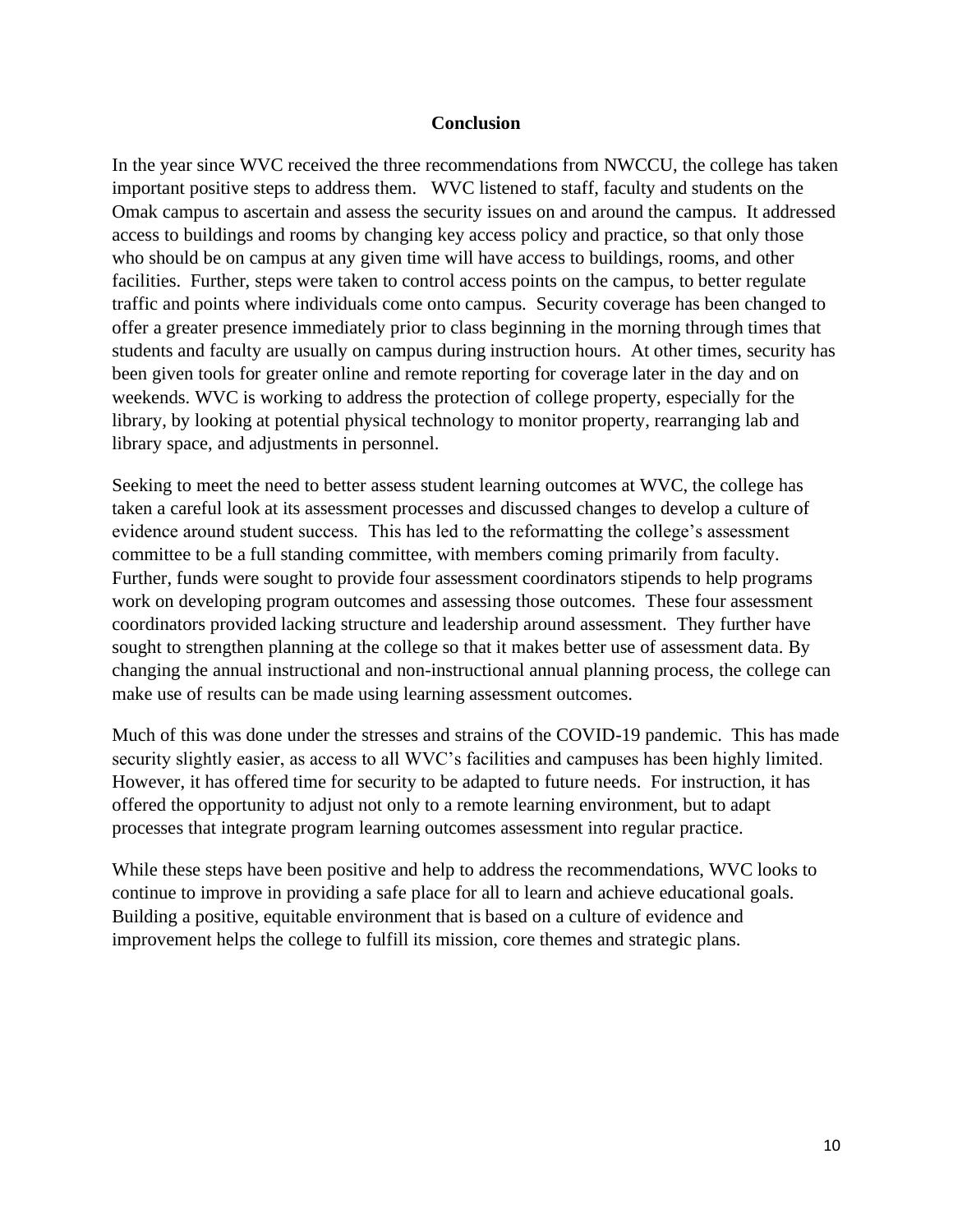## Conclusion

In the year since WVC received the three recommendations from NWCCU, the college has taken important positive steps to address them. WVC listened to staff, faculty and students on the Omak campus to ascertain and assess the security issues on and around the campus. It addressed access to buildings and rooms by changing key access policy and practice, so that only those who should be on campus at any given time will have access to buildings, rooms, and other facilities. Further, steps were taken to control access points on the campus, to better regulate traffic and points where individuals come onto campus. Security coverage has been changed to offer a greater presence immediately prior to class beginning in the morning through times that students and faculty are usually on campus during instruction hours. At other times, security has been given tools for greater online and remote reporting for coverage later in the day and on weekends. WVC is working to address the protection of college property, especially for the library, by looking at potential physical technology to monitor property, rearranging lab and library space, and adjustments in personnel.

Seeking to meet the need to better assess student learning outcomes at WVC, the college has taken a careful look at its assessment processes and discussed changes to develop a culture of evidence around student success. This has led to the reformatting the college's assessment committee to be a full standing committee, with members coming primarily from faculty. Further, funds were sought to provide four assessment coordinators stipends to help programs work on developing program outcomes and assessing those outcomes. These four assessment coordinators provided lacking structure and leadership around assessment. They further have sought to strengthen planning at the college so that it makes better use of assessment data. By changing the annual instructional and non-instructional annual planning process, the college can make use of results can be made using learning assessment outcomes.

Much of this was done under the stresses and strains of the COVID-19 pandemic. This has made security slightly easier, as access to all WVC's facilities and campuses has been highly limited. However, it has offered time for security to be adapted to future needs. For instruction, it has offered the opportunity to adjust not only to a remote learning environment, but to adapt processes that integrate program learning outcomes assessment into regular practice.

While these steps have been positive and help to address the recommendations, WVC looks to continue to improve in providing a safe place for all to learn and achieve educational goals. Building a positive, equitable environment that is based on a culture of evidence and improvement helps the college to fulfill its mission, core themes and strategic plans.